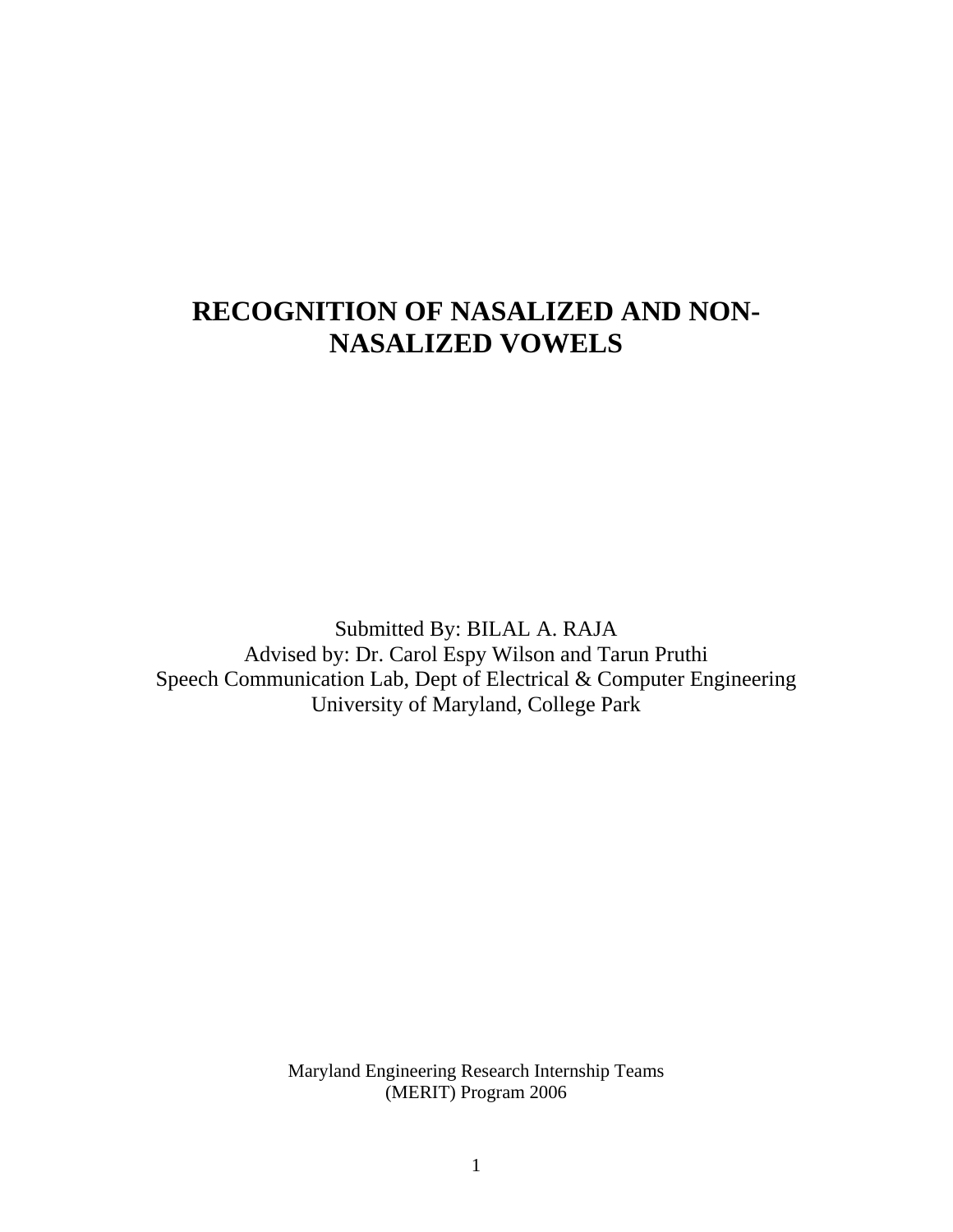# RECOGNITION OF NASALIZED AND NON-NASALIZED VOWELS

Submitted By: BILAL A. RAJA
Advised by: Dr. Carol Espy Wilson and Tarun Pruthi
Speech Communication Lab, Dept of Electrical & Computer Engineering
University of Maryland, College Park

Maryland Engineering Research Internship Teams
(MERIT) Program 2006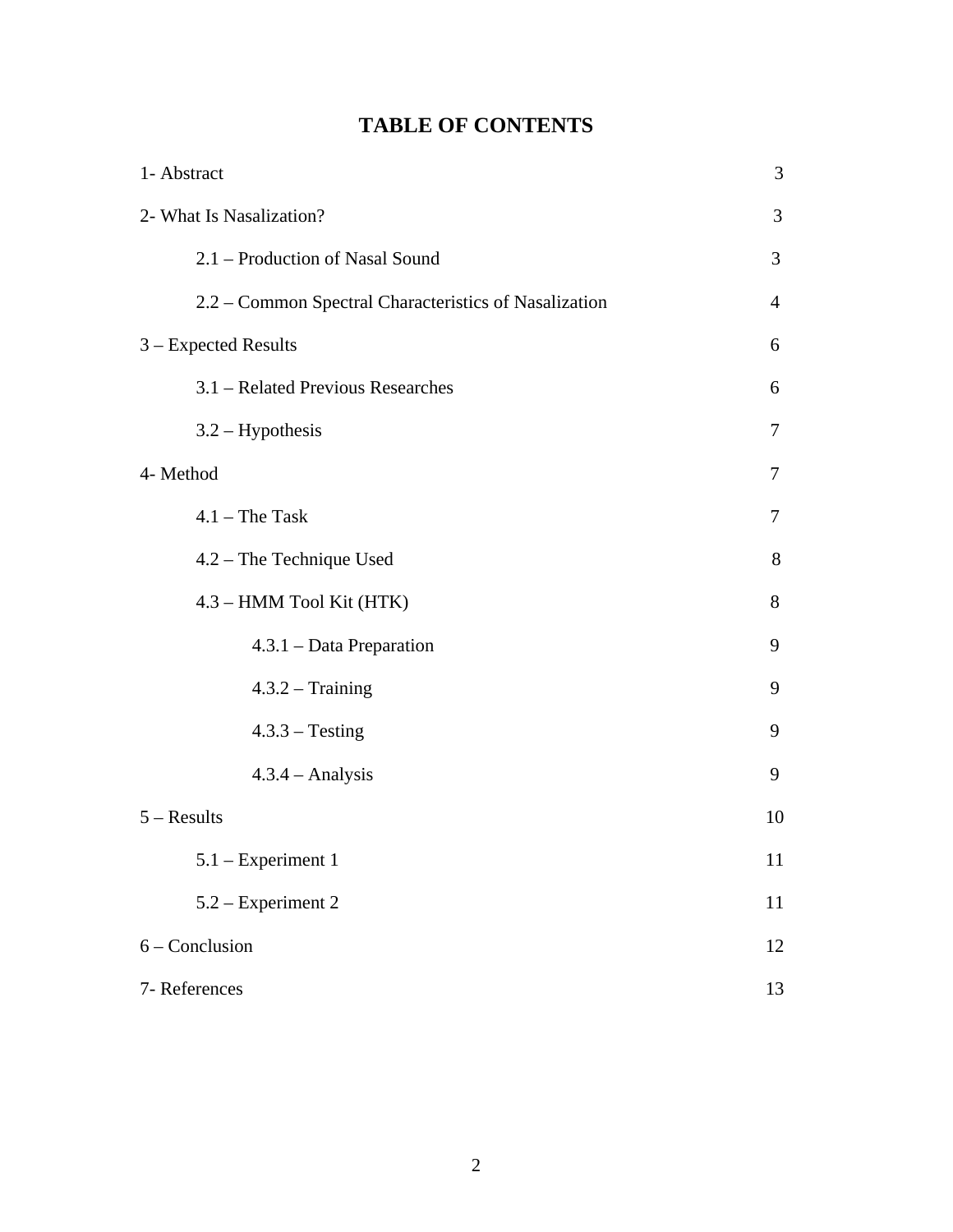# TABLE OF CONTENTS

| | |
|---|---|
| 1- Abstract | 3 |
| 2- What Is Nasalization? | 3 |
| 2.1 – Production of Nasal Sound | 3 |
| 2.2 – Common Spectral Characteristics of Nasalization | 4 |
| 3 – Expected Results | 6 |
| 3.1 – Related Previous Researches | 6 |
| 3.2 – Hypothesis | 7 |
| 4- Method | 7 |
| 4.1 – The Task | 7 |
| 4.2 – The Technique Used | 8 |
| 4.3 – HMM Tool Kit (HTK) | 8 |
| 4.3.1 – Data Preparation | 9 |
| 4.3.2 – Training | 9 |
| 4.3.3 – Testing | 9 |
| 4.3.4 – Analysis | 9 |
| 5 – Results | 10 |
| 5.1 – Experiment 1 | 11 |
| 5.2 – Experiment 2 | 11 |
| 6 – Conclusion | 12 |
| 7- References | 13 |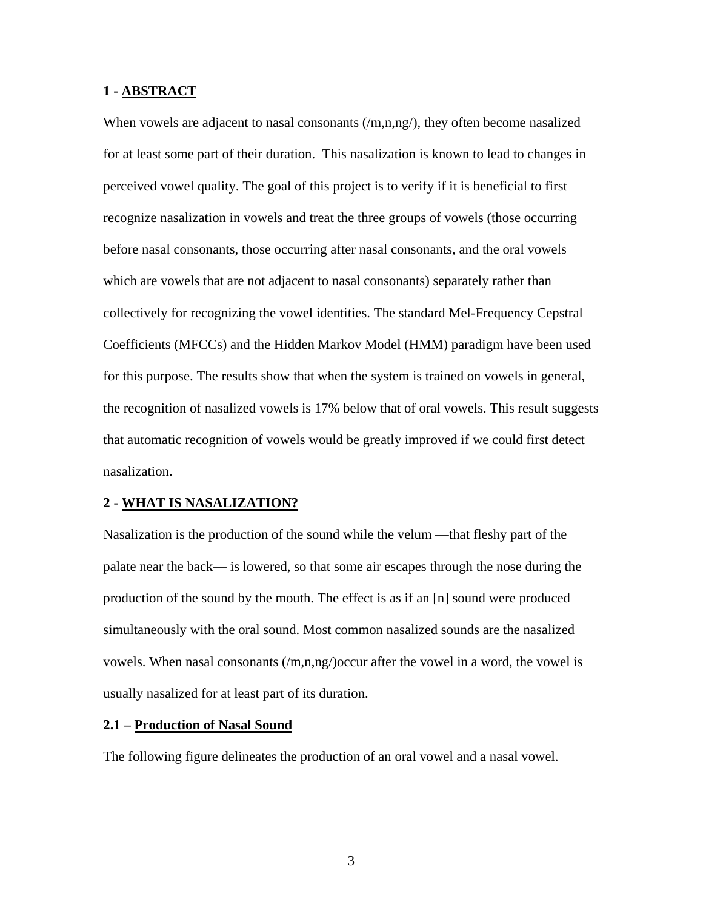## 1 - ABSTRACT

When vowels are adjacent to nasal consonants (/m,n,ng/), they often become nasalized for at least some part of their duration. This nasalization is known to lead to changes in perceived vowel quality. The goal of this project is to verify if it is beneficial to first recognize nasalization in vowels and treat the three groups of vowels (those occurring before nasal consonants, those occurring after nasal consonants, and the oral vowels which are vowels that are not adjacent to nasal consonants) separately rather than collectively for recognizing the vowel identities. The standard Mel-Frequency Cepstral Coefficients (MFCCs) and the Hidden Markov Model (HMM) paradigm have been used for this purpose. The results show that when the system is trained on vowels in general, the recognition of nasalized vowels is 17% below that of oral vowels. This result suggests that automatic recognition of vowels would be greatly improved if we could first detect nasalization.

## 2 - WHAT IS NASALIZATION?

Nasalization is the production of the sound while the velum —that fleshy part of the palate near the back— is lowered, so that some air escapes through the nose during the production of the sound by the mouth. The effect is as if an [n] sound were produced simultaneously with the oral sound. Most common nasalized sounds are the nasalized vowels. When nasal consonants (/m,n,ng/)occur after the vowel in a word, the vowel is usually nasalized for at least part of its duration.

### 2.1 – Production of Nasal Sound

The following figure delineates the production of an oral vowel and a nasal vowel.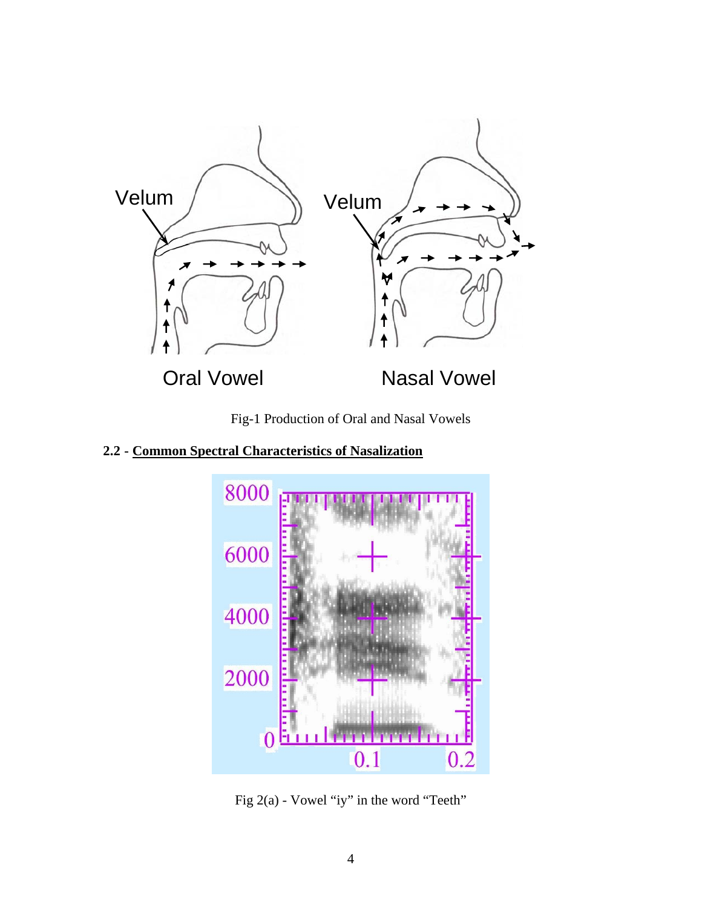Fig-1 Production of Oral and Nasal Vowels

## 2.2 - **Common Spectral Characteristics of Nasalization**

Fig 2(a) - Vowel “iy” in the word “Teeth”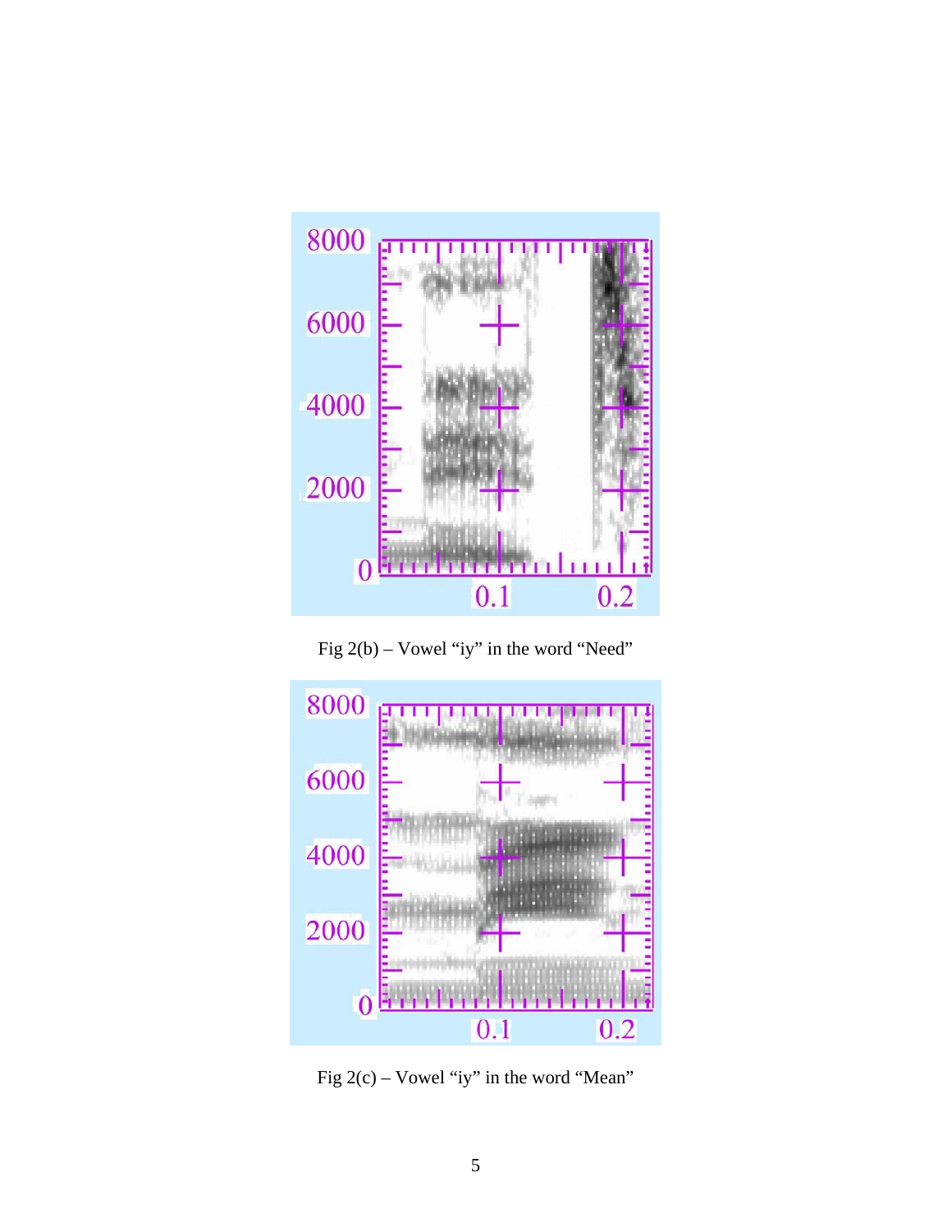Fig 2(b) – Vowel “iy” in the word “Need”

Fig 2(c) – Vowel “iy” in the word “Mean”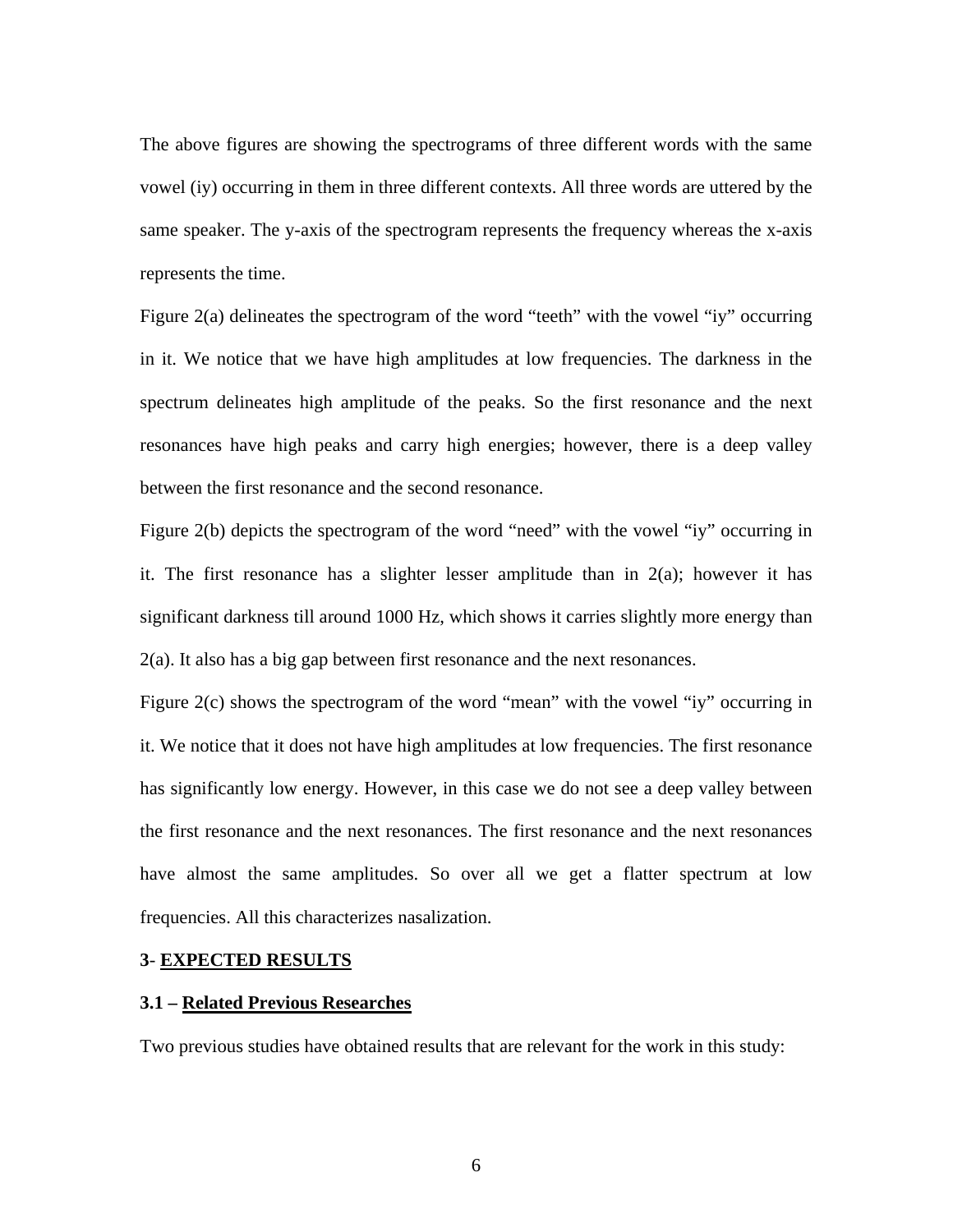The above figures are showing the spectrograms of three different words with the same vowel (iy) occurring in them in three different contexts. All three words are uttered by the same speaker. The y-axis of the spectrogram represents the frequency whereas the x-axis represents the time.

Figure 2(a) delineates the spectrogram of the word "teeth" with the vowel "iy" occurring in it. We notice that we have high amplitudes at low frequencies. The darkness in the spectrum delineates high amplitude of the peaks. So the first resonance and the next resonances have high peaks and carry high energies; however, there is a deep valley between the first resonance and the second resonance.

Figure 2(b) depicts the spectrogram of the word "need" with the vowel "iy" occurring in it. The first resonance has a slighter lesser amplitude than in 2(a); however it has significant darkness till around 1000 Hz, which shows it carries slightly more energy than 2(a). It also has a big gap between first resonance and the next resonances.

Figure 2(c) shows the spectrogram of the word "mean" with the vowel "iy" occurring in it. We notice that it does not have high amplitudes at low frequencies. The first resonance has significantly low energy. However, in this case we do not see a deep valley between the first resonance and the next resonances. The first resonance and the next resonances have almost the same amplitudes. So over all we get a flatter spectrum at low frequencies. All this characterizes nasalization.

## 3- EXPECTED RESULTS

### 3.1 – Related Previous Researches

Two previous studies have obtained results that are relevant for the work in this study: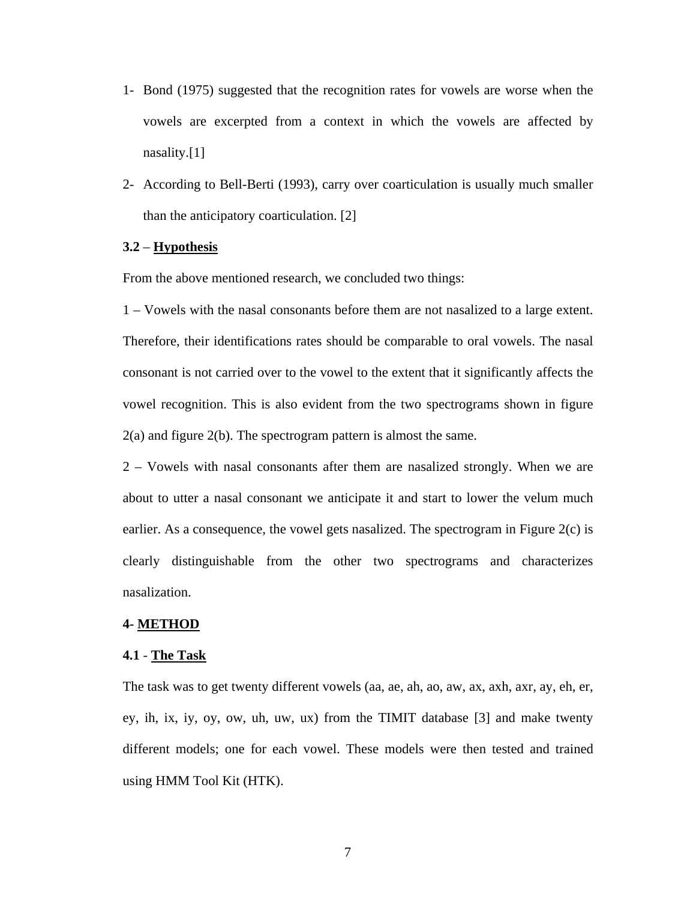1- Bond (1975) suggested that the recognition rates for vowels are worse when the vowels are excerpted from a context in which the vowels are affected by nasality.[1]

2- According to Bell-Berti (1993), carry over coarticulation is usually much smaller than the anticipatory coarticulation. [2]

### 3.2 – Hypothesis

From the above mentioned research, we concluded two things:

1 – Vowels with the nasal consonants before them are not nasalized to a large extent. Therefore, their identifications rates should be comparable to oral vowels. The nasal consonant is not carried over to the vowel to the extent that it significantly affects the vowel recognition. This is also evident from the two spectrograms shown in figure 2(a) and figure 2(b). The spectrogram pattern is almost the same.

2 – Vowels with nasal consonants after them are nasalized strongly. When we are about to utter a nasal consonant we anticipate it and start to lower the velum much earlier. As a consequence, the vowel gets nasalized. The spectrogram in Figure 2(c) is clearly distinguishable from the other two spectrograms and characterizes nasalization.

## 4- METHOD

### 4.1 - The Task

The task was to get twenty different vowels (aa, ae, ah, ao, aw, ax, axh, axr, ay, eh, er, ey, ih, ix, iy, oy, ow, uh, uw, ux) from the TIMIT database [3] and make twenty different models; one for each vowel. These models were then tested and trained using HMM Tool Kit (HTK).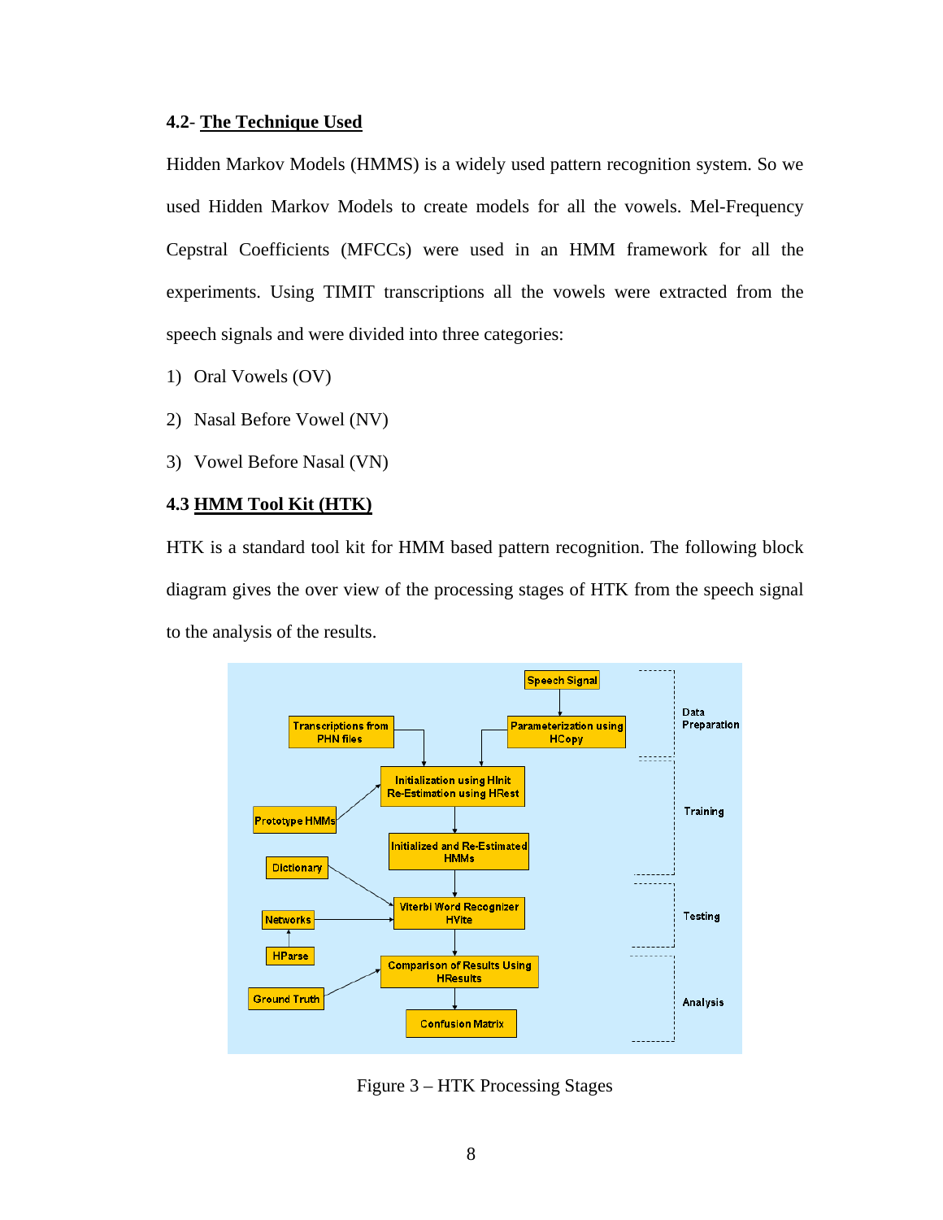### 4.2- The Technique Used

Hidden Markov Models (HMMS) is a widely used pattern recognition system. So we used Hidden Markov Models to create models for all the vowels. Mel-Frequency Cepstral Coefficients (MFCCs) were used in an HMM framework for all the experiments. Using TIMIT transcriptions all the vowels were extracted from the speech signals and were divided into three categories:

1) Oral Vowels (OV)
2) Nasal Before Vowel (NV)
3) Vowel Before Nasal (VN)

### 4.3 HMM Tool Kit (HTK)

HTK is a standard tool kit for HMM based pattern recognition. The following block diagram gives the over view of the processing stages of HTK from the speech signal to the analysis of the results.

Figure 3 – HTK Processing Stages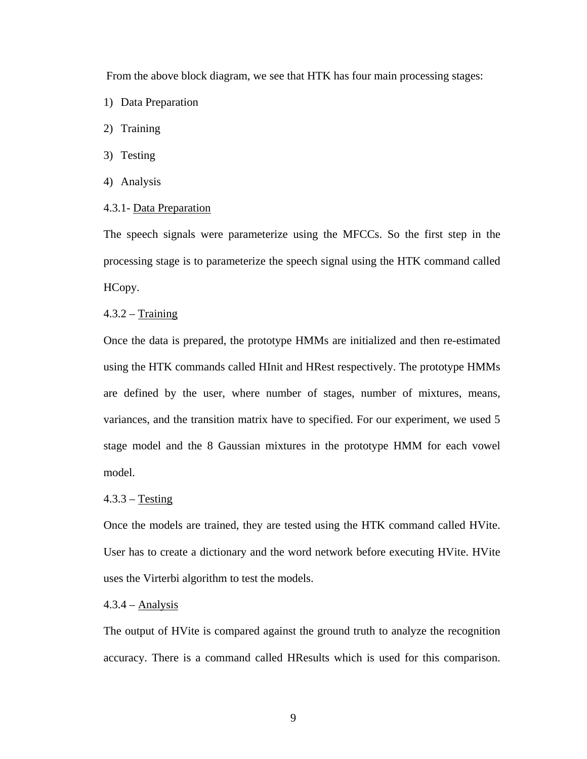From the above block diagram, we see that HTK has four main processing stages:

1) Data Preparation
2) Training
3) Testing
4) Analysis

4.3.1- <u>Data Preparation</u>

The speech signals were parameterize using the MFCCs. So the first step in the processing stage is to parameterize the speech signal using the HTK command called HCopy.

4.3.2 – <u>Training</u>

Once the data is prepared, the prototype HMMs are initialized and then re-estimated using the HTK commands called HInit and HRest respectively. The prototype HMMs are defined by the user, where number of stages, number of mixtures, means, variances, and the transition matrix have to specified. For our experiment, we used 5 stage model and the 8 Gaussian mixtures in the prototype HMM for each vowel model.

4.3.3 – <u>Testing</u>

Once the models are trained, they are tested using the HTK command called HVite. User has to create a dictionary and the word network before executing HVite. HVite uses the Virterbi algorithm to test the models.

4.3.4 – <u>Analysis</u>

The output of HVite is compared against the ground truth to analyze the recognition accuracy. There is a command called HResults which is used for this comparison.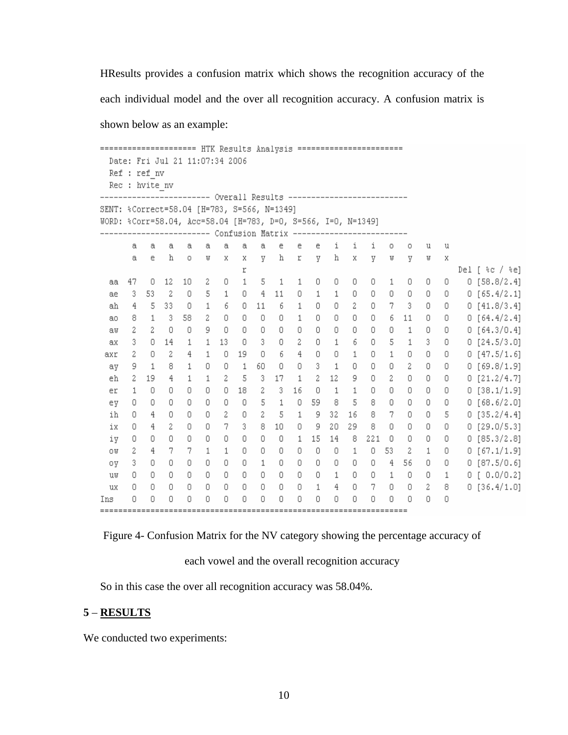HResults provides a confusion matrix which shows the recognition accuracy of the each individual model and the over all recognition accuracy. A confusion matrix is shown below as an example:

```
==================== HTK Results Analysis =======================
  Date: Fri Jul 21 11:07:34 2006
  Ref : ref_nv
  Rec : hvite_nv
------------------------ Overall Results --------------------------
SENT: %Correct=58.04 [H=783, S=566, N=1349]
WORD: %Corr=58.04, Acc=58.04 [H=783, D=0, S=566, I=0, N=1349]
------------------------ Confusion Matrix -------------------------
       a   a   a   a   a   a   a   a   e   e   e   i   i   i   o   o   u   u
       a   e   h   o   w   x   x   y   h   r   y   h   x   y   w   y   w   x
                               r                                                Del [ %c / %e]
   aa  47   0  12  10   2   0   1   5   1   1   0   0   0   0   1   0   0   0    0 [58.8/2.4]
   ae   3  53   2   0   5   1   0   4  11   0   1   1   0   0   0   0   0   0    0 [65.4/2.1]
   ah   4   5  33   0   1   6   0  11   6   1   0   0   2   0   7   3   0   0    0 [41.8/3.4]
   ao   8   1   3  58   2   0   0   0   0   1   0   0   0   0   6  11   0   0    0 [64.4/2.4]
   aw   2   2   0   0   9   0   0   0   0   0   0   0   0   0   0   1   0   0    0 [64.3/0.4]
   ax   3   0  14   1   1  13   0   3   0   2   0   1   6   0   5   1   3   0    0 [24.5/3.0]
  axr   2   0   2   4   1   0  19   0   6   4   0   0   1   0   1   0   0   0    0 [47.5/1.6]
   ay   9   1   8   1   0   0   1  60   0   0   3   1   0   0   0   2   0   0    0 [69.8/1.9]
   eh   2  19   4   1   1   2   5   3  17   1   2  12   9   0   2   0   0   0    0 [21.2/4.7]
   er   1   0   0   0   0   0  18   2   3  16   0   1   1   0   0   0   0   0    0 [38.1/1.9]
   ey   0   0   0   0   0   0   0   5   1   0  59   8   5   8   0   0   0   0    0 [68.6/2.0]
   ih   0   4   0   0   0   2   0   2   5   1   9  32  16   8   7   0   0   5    0 [35.2/4.4]
   ix   0   4   2   0   0   7   3   8  10   0   9  20  29   8   0   0   0   0    0 [29.0/5.3]
   iy   0   0   0   0   0   0   0   0   0   1  15  14   8 221   0   0   0   0    0 [85.3/2.8]
   ow   2   4   7   7   1   1   0   0   0   0   0   0   1   0  53   2   1   0    0 [67.1/1.9]
   oy   3   0   0   0   0   0   0   1   0   0   0   0   0   0   4  56   0   0    0 [87.5/0.6]
   uw   0   0   0   0   0   0   0   0   0   0   0   1   0   0   1   0   0   1    0 [ 0.0/0.2]
   ux   0   0   0   0   0   0   0   0   0   0   1   4   0   7   0   0   2   8    0 [36.4/1.0]
  Ins   0   0   0   0   0   0   0   0   0   0   0   0   0   0   0   0   0   0
===================================================================
```

Figure 4- Confusion Matrix for the NV category showing the percentage accuracy of each vowel and the overall recognition accuracy

So in this case the over all recognition accuracy was 58.04%.

## 5 – RESULTS

We conducted two experiments: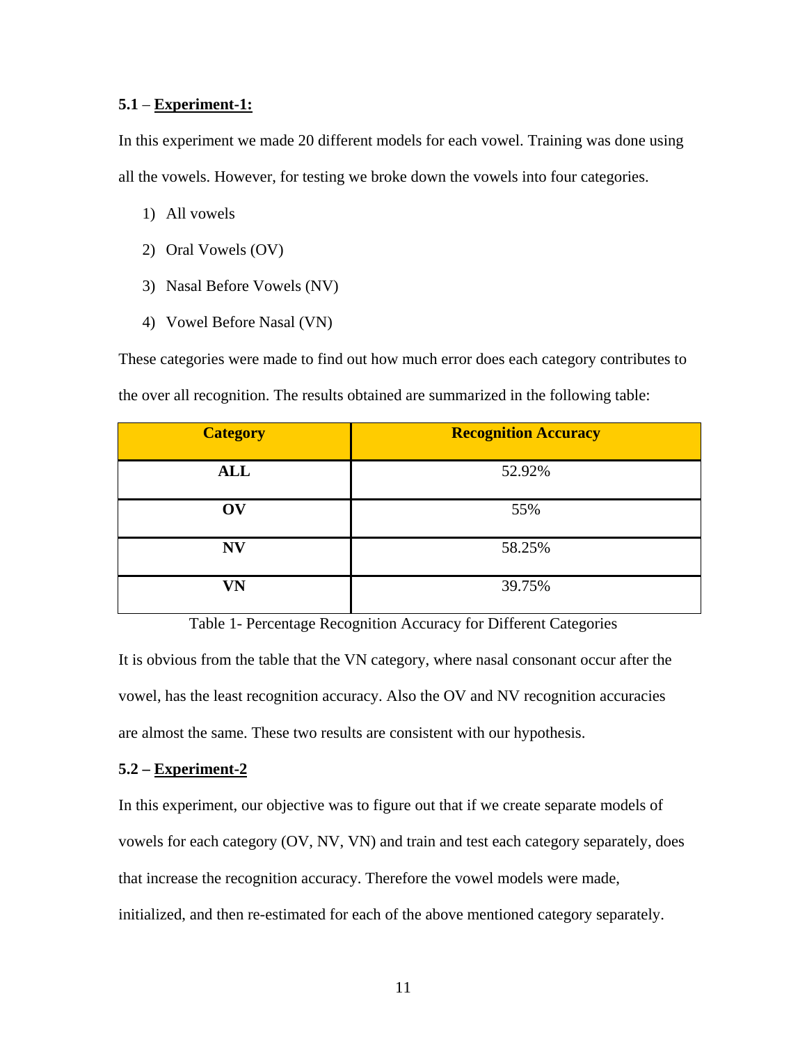### 5.1 – Experiment-1:

In this experiment we made 20 different models for each vowel. Training was done using all the vowels. However, for testing we broke down the vowels into four categories.

1) All vowels
2) Oral Vowels (OV)
3) Nasal Before Vowels (NV)
4) Vowel Before Nasal (VN)

These categories were made to find out how much error does each category contributes to the over all recognition. The results obtained are summarized in the following table:

| **Category** | **Recognition Accuracy** |
| --- | --- |
| **ALL** | 52.92% |
| **OV** | 55% |
| **NV** | 58.25% |
| **VN** | 39.75% |

Table 1- Percentage Recognition Accuracy for Different Categories

It is obvious from the table that the VN category, where nasal consonant occur after the vowel, has the least recognition accuracy. Also the OV and NV recognition accuracies are almost the same. These two results are consistent with our hypothesis.

### 5.2 – Experiment-2

In this experiment, our objective was to figure out that if we create separate models of vowels for each category (OV, NV, VN) and train and test each category separately, does that increase the recognition accuracy. Therefore the vowel models were made, initialized, and then re-estimated for each of the above mentioned category separately.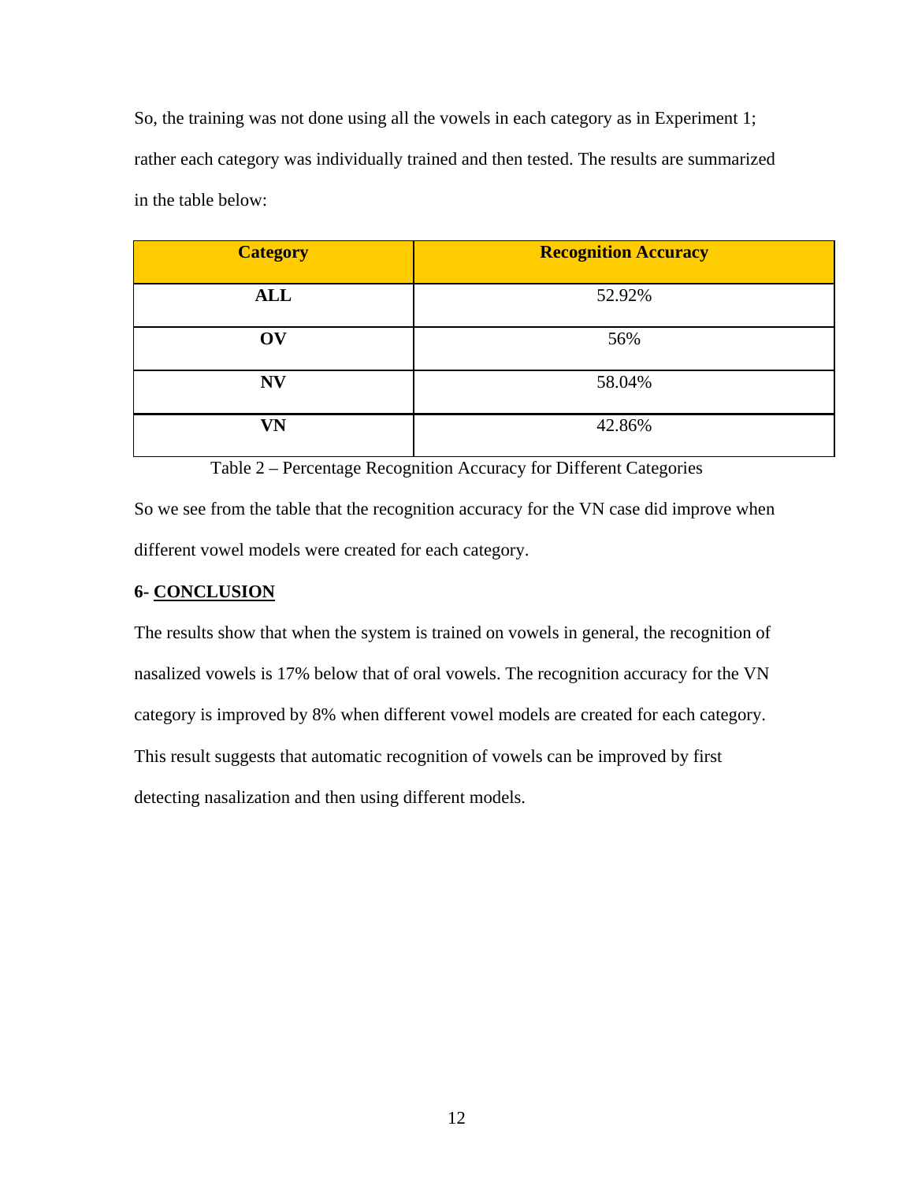So, the training was not done using all the vowels in each category as in Experiment 1; rather each category was individually trained and then tested. The results are summarized in the table below:

| **Category** | **Recognition Accuracy** |
| --- | --- |
| **ALL** | 52.92% |
| **OV** | 56% |
| **NV** | 58.04% |
| **VN** | 42.86% |

Table 2 – Percentage Recognition Accuracy for Different Categories

So we see from the table that the recognition accuracy for the VN case did improve when different vowel models were created for each category.

## 6- CONCLUSION

The results show that when the system is trained on vowels in general, the recognition of nasalized vowels is 17% below that of oral vowels. The recognition accuracy for the VN category is improved by 8% when different vowel models are created for each category. This result suggests that automatic recognition of vowels can be improved by first detecting nasalization and then using different models.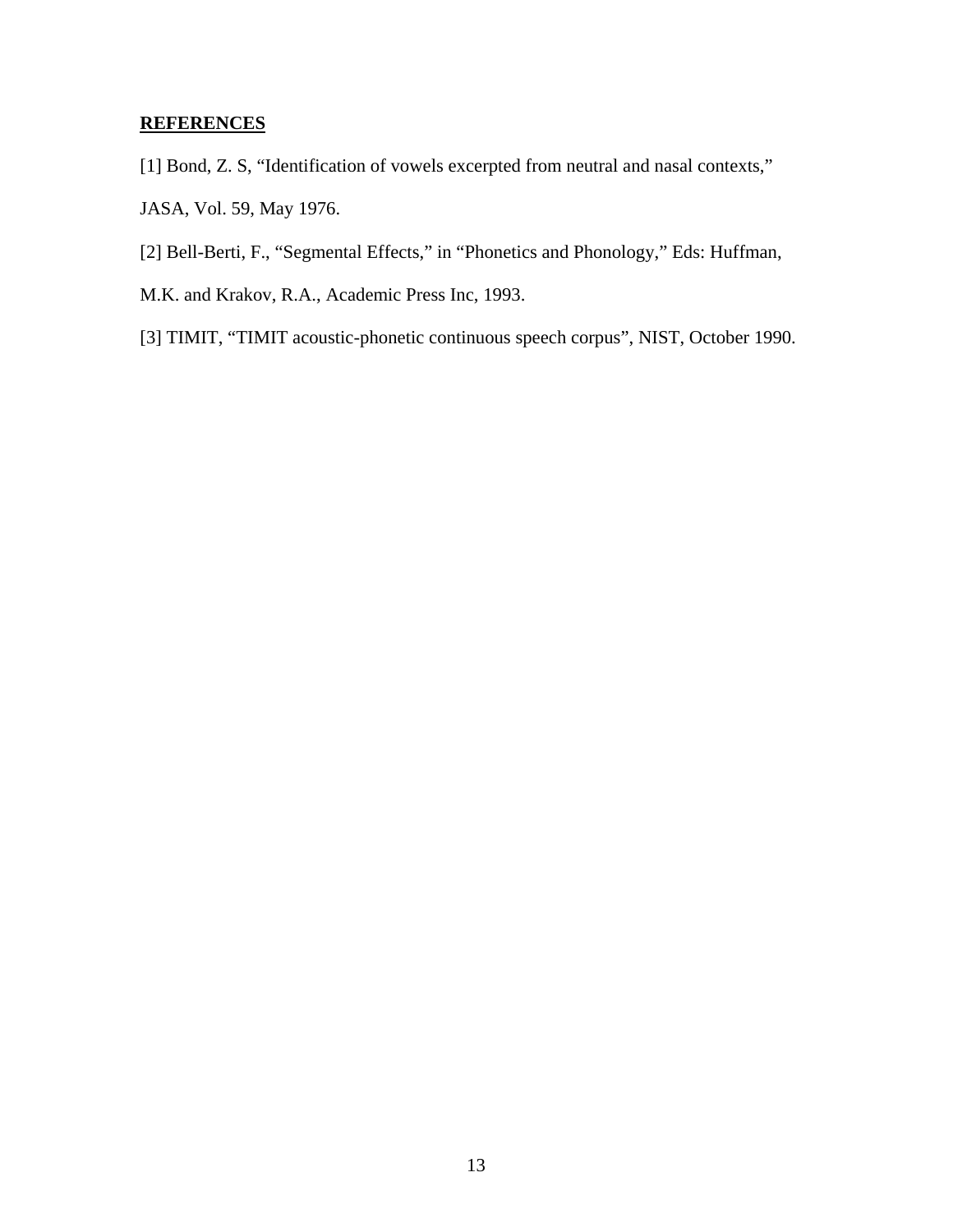## **REFERENCES**

[1] Bond, Z. S, "Identification of vowels excerpted from neutral and nasal contexts," JASA, Vol. 59, May 1976.

[2] Bell-Berti, F., "Segmental Effects," in "Phonetics and Phonology," Eds: Huffman, M.K. and Krakov, R.A., Academic Press Inc, 1993.

[3] TIMIT, "TIMIT acoustic-phonetic continuous speech corpus", NIST, October 1990.